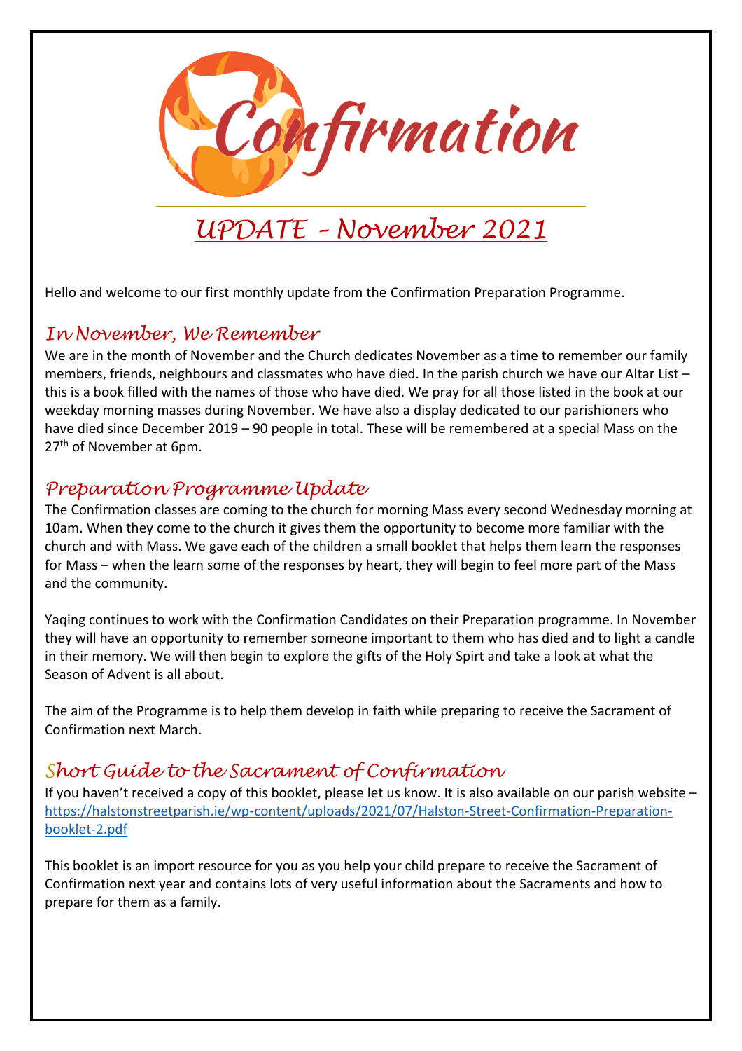# Confirmation

## UPDATE – November 2021

Hello and welcome to our first monthly update from the Confirmation Preparation Programme.

## In November, We Remember

We are in the month of November and the Church dedicates November as a time to remember our family members, friends, neighbours and classmates who have died. In the parish church we have our Altar List – this is a book filled with the names of those who have died. We pray for all those listed in the book at our weekday morning masses during November. We have also a display dedicated to our parishioners who have died since December 2019 – 90 people in total. These will be remembered at a special Mass on the 27th of November at 6pm.

## Preparation Programme Update

The Confirmation classes are coming to the church for morning Mass every second Wednesday morning at 10am. When they come to the church it gives them the opportunity to become more familiar with the church and with Mass. We gave each of the children a small booklet that helps them learn the responses for Mass – when the learn some of the responses by heart, they will begin to feel more part of the Mass and the community.

Yaqing continues to work with the Confirmation Candidates on their Preparation programme. In November they will have an opportunity to remember someone important to them who has died and to light a candle in their memory. We will then begin to explore the gifts of the Holy Spirt and take a look at what the Season of Advent is all about.

The aim of the Programme is to help them develop in faith while preparing to receive the Sacrament of Confirmation next March.

## Short Guide to the Sacrament of Confirmation

If you haven't received a copy of this booklet, please let us know. It is also available on our parish website – https://halstonstreetparish.ie/wp-content/uploads/2021/07/Halston-Street-Confirmation-Preparation-booklet-2.pdf

This booklet is an import resource for you as you help your child prepare to receive the Sacrament of Confirmation next year and contains lots of very useful information about the Sacraments and how to prepare for them as a family.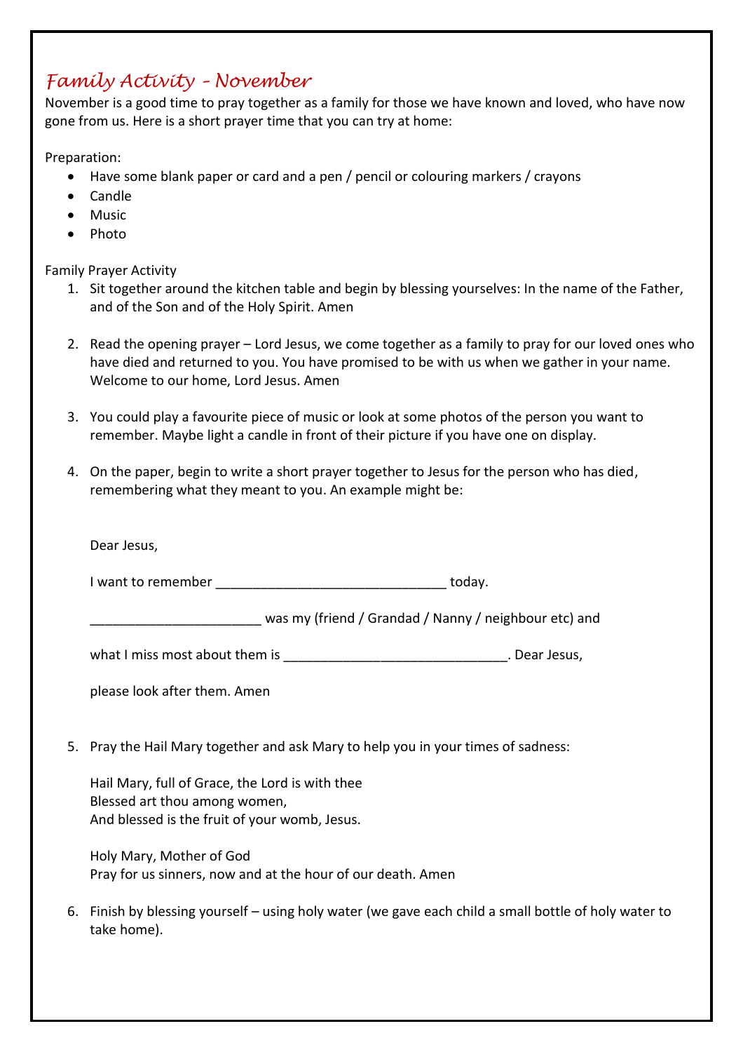## *Family Activity – November*

November is a good time to pray together as a family for those we have known and loved, who have now gone from us. Here is a short prayer time that you can try at home:

Preparation:

- Have some blank paper or card and a pen / pencil or colouring markers / crayons
- Candle
- Music
- Photo

Family Prayer Activity

1. Sit together around the kitchen table and begin by blessing yourselves: In the name of the Father, and of the Son and of the Holy Spirit. Amen

2. Read the opening prayer – Lord Jesus, we come together as a family to pray for our loved ones who have died and returned to you. You have promised to be with us when we gather in your name. Welcome to our home, Lord Jesus. Amen

3. You could play a favourite piece of music or look at some photos of the person you want to remember. Maybe light a candle in front of their picture if you have one on display.

4. On the paper, begin to write a short prayer together to Jesus for the person who has died, remembering what they meant to you. An example might be:

   Dear Jesus,

   I want to remember _______________________________ today.

   _______________________ was my (friend / Grandad / Nanny / neighbour etc) and

   what I miss most about them is ______________________________. Dear Jesus,

   please look after them. Amen

5. Pray the Hail Mary together and ask Mary to help you in your times of sadness:

   Hail Mary, full of Grace, the Lord is with thee
   Blessed art thou among women,
   And blessed is the fruit of your womb, Jesus.

   Holy Mary, Mother of God
   Pray for us sinners, now and at the hour of our death. Amen

6. Finish by blessing yourself – using holy water (we gave each child a small bottle of holy water to take home).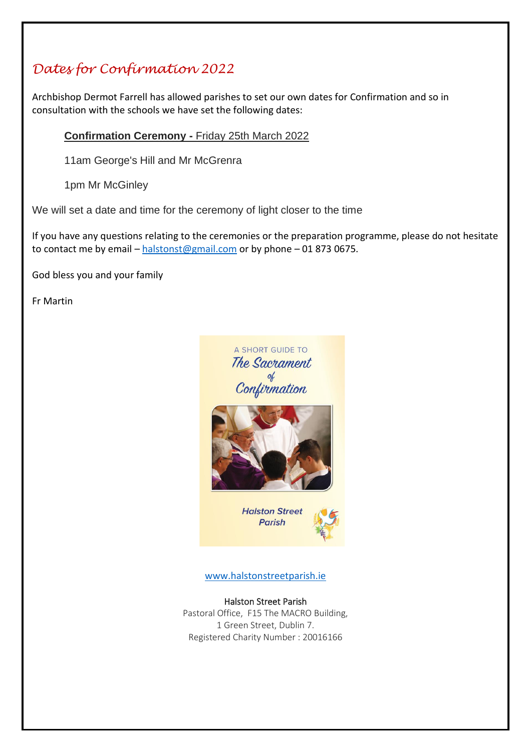# *Dates for Confirmation 2022*

Archbishop Dermot Farrell has allowed parishes to set our own dates for Confirmation and so in consultation with the schools we have set the following dates:

**Confirmation Ceremony -** Friday 25th March 2022

11am George's Hill and Mr McGrenra

1pm Mr McGinley

We will set a date and time for the ceremony of light closer to the time

If you have any questions relating to the ceremonies or the preparation programme, please do not hesitate to contact me by email – halstonst@gmail.com or by phone – 01 873 0675.

God bless you and your family

Fr Martin

A SHORT GUIDE TO

*The Sacrament of Confirmation*

*Halston Street Parish*

www.halstonstreetparish.ie

Halston Street Parish
Pastoral Office, F15 The MACRO Building,
1 Green Street, Dublin 7.
Registered Charity Number : 20016166